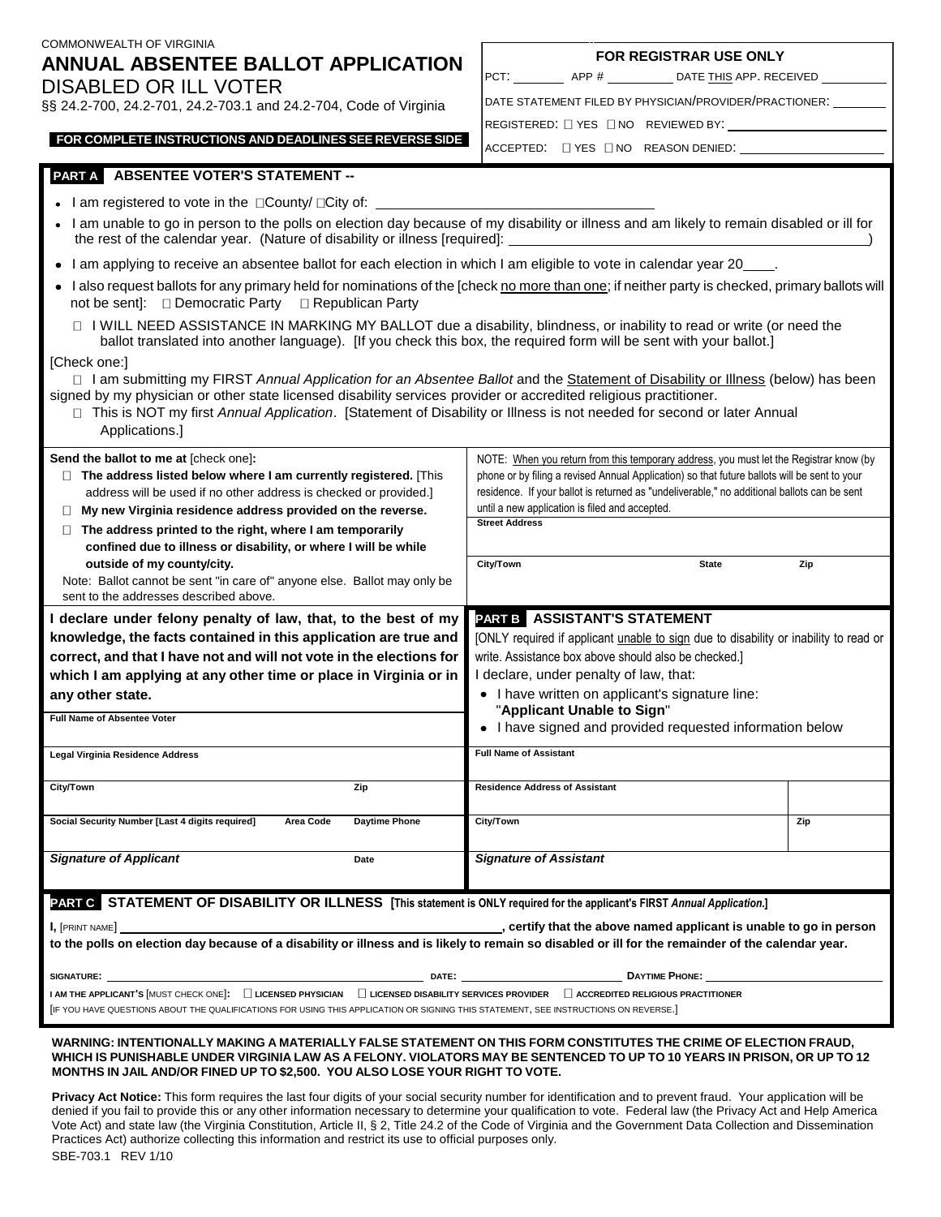COMMONWEALTH OF VIRGINIA

# ANNUAL ABSENTEE BALLOT APPLICATION

DISABLED OR ILL VOTER

§§ 24.2-700, 24.2-701, 24.2-703.1 and 24.2-704, Code of Virginia

**FOR COMPLETE INSTRUCTIONS AND DEADLINES SEE REVERSE SIDE**

**FOR REGISTRAR USE ONLY**

PCT: ________ APP # __________ DATE THIS APP. RECEIVED __________

DATE STATEMENT FILED BY PHYSICIAN/PROVIDER/PRACTIONER: ________

REGISTERED: ☐ YES ☐ NO REVIEWED BY: ________________________

ACCEPTED: ☐ YES ☐ NO REASON DENIED: ____________________

## PART A ABSENTEE VOTER'S STATEMENT --

- I am registered to vote in the ☐County/ ☐City of: ________________________________
- I am unable to go in person to the polls on election day because of my disability or illness and am likely to remain disabled or ill for the rest of the calendar year. (Nature of disability or illness [required]: ________________________________)
- I am applying to receive an absentee ballot for each election in which I am eligible to vote in calendar year 20____.
- I also request ballots for any primary held for nominations of the [check no more than one; if neither party is checked, primary ballots will not be sent]: ☐ Democratic Party ☐ Republican Party

☐ I WILL NEED ASSISTANCE IN MARKING MY BALLOT due a disability, blindness, or inability to read or write (or need the ballot translated into another language). [If you check this box, the required form will be sent with your ballot.]

[Check one:]

☐ I am submitting my FIRST *Annual Application for an Absentee Ballot* and the Statement of Disability or Illness (below) has been signed by my physician or other state licensed disability services provider or accredited religious practitioner.

☐ This is NOT my first *Annual Application*. [Statement of Disability or Illness is not needed for second or later Annual Applications.]

**Send the ballot to me at** [check one]**:**

☐ **The address listed below where I am currently registered.** [This address will be used if no other address is checked or provided.]

☐ **My new Virginia residence address provided on the reverse.**

☐ **The address printed to the right, where I am temporarily confined due to illness or disability, or where I will be while outside of my county/city.**

Note: Ballot cannot be sent "in care of" anyone else. Ballot may only be sent to the addresses described above.

NOTE: When you return from this temporary address, you must let the Registrar know (by phone or by filing a revised Annual Application) so that future ballots will be sent to your residence. If your ballot is returned as "undeliverable," no additional ballots can be sent until a new application is filed and accepted.

| Street Address | | |
|---|---|---|
| | | |
| **City/Town** | **State** | **Zip** |
| | | |

**I declare under felony penalty of law, that, to the best of my knowledge, the facts contained in this application are true and correct, and that I have not and will not vote in the elections for which I am applying at any other time or place in Virginia or in any other state.**

| Full Name of Absentee Voter | | |
|---|---|---|
| | | |
| **Legal Virginia Residence Address** | | |
| | | |
| **City/Town** | **Zip** | |
| | | |
| **Social Security Number [Last 4 digits required]** | **Area Code** | **Daytime Phone** |
| | | |
| ***Signature of Applicant*** | **Date** | |

## PART B ASSISTANT'S STATEMENT

[ONLY required if applicant unable to sign due to disability or inability to read or write. Assistance box above should also be checked.]

I declare, under penalty of law, that:

- I have written on applicant's signature line: "**Applicant Unable to Sign**"
- I have signed and provided requested information below

| Full Name of Assistant | |
|---|---|
| | |
| **Residence Address of Assistant** | |
| | |
| **City/Town** | **Zip** |
| | |
| ***Signature of Assistant*** | |

## PART C STATEMENT OF DISABILITY OR ILLNESS [This statement is ONLY required for the applicant's FIRST *Annual Application*.]

**I,** [PRINT NAME] ________________________________**, certify that the above named applicant is unable to go in person to the polls on election day because of a disability or illness and is likely to remain so disabled or ill for the remainder of the calendar year.**

**SIGNATURE:** ________________________ **DATE:** ________________ **DAYTIME PHONE:** ________________

**I AM THE APPLICANT'S** [MUST CHECK ONE]**:** ☐ **LICENSED PHYSICIAN** ☐ **LICENSED DISABILITY SERVICES PROVIDER** ☐ **ACCREDITED RELIGIOUS PRACTITIONER**

[IF YOU HAVE QUESTIONS ABOUT THE QUALIFICATIONS FOR USING THIS APPLICATION OR SIGNING THIS STATEMENT, SEE INSTRUCTIONS ON REVERSE.]

**WARNING: INTENTIONALLY MAKING A MATERIALLY FALSE STATEMENT ON THIS FORM CONSTITUTES THE CRIME OF ELECTION FRAUD, WHICH IS PUNISHABLE UNDER VIRGINIA LAW AS A FELONY. VIOLATORS MAY BE SENTENCED TO UP TO 10 YEARS IN PRISON, OR UP TO 12 MONTHS IN JAIL AND/OR FINED UP TO $2,500. YOU ALSO LOSE YOUR RIGHT TO VOTE.**

**Privacy Act Notice:** This form requires the last four digits of your social security number for identification and to prevent fraud. Your application will be denied if you fail to provide this or any other information necessary to determine your qualification to vote. Federal law (the Privacy Act and Help America Vote Act) and state law (the Virginia Constitution, Article II, § 2, Title 24.2 of the Code of Virginia and the Government Data Collection and Dissemination Practices Act) authorize collecting this information and restrict its use to official purposes only.

SBE-703.1 REV 1/10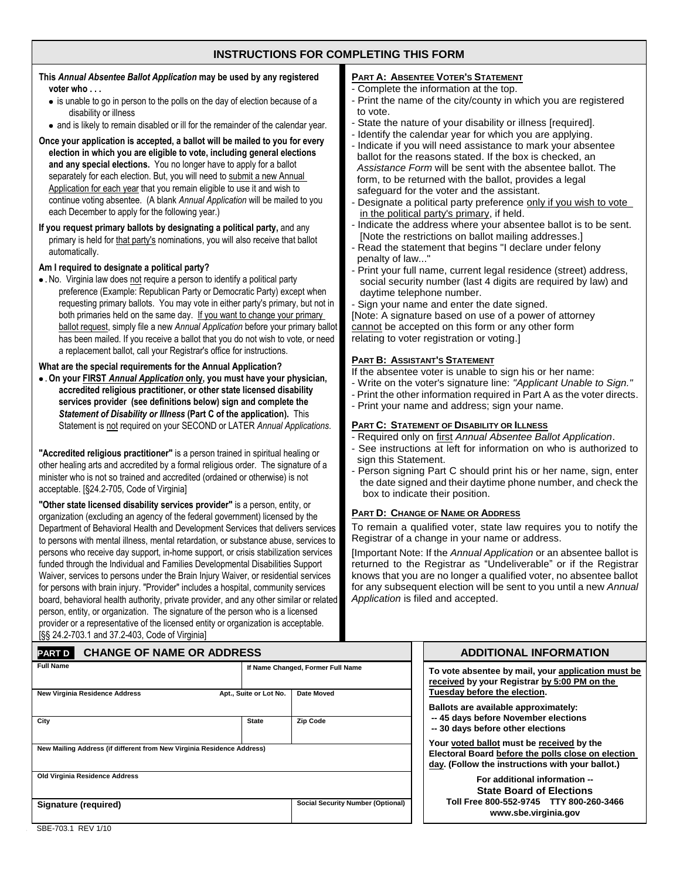## INSTRUCTIONS FOR COMPLETING THIS FORM

**This *Annual Absentee Ballot Application* may be used by any registered voter who . . .**

- is unable to go in person to the polls on the day of election because of a disability or illness
- and is likely to remain disabled or ill for the remainder of the calendar year.

**Once your application is accepted, a ballot will be mailed to you for every election in which you are eligible to vote, including general elections and any special elections.** You no longer have to apply for a ballot separately for each election. But, you will need to submit a new Annual Application for each year that you remain eligible to use it and wish to continue voting absentee. (A blank *Annual Application* will be mailed to you each December to apply for the following year.)

**If you request primary ballots by designating a political party,** and any primary is held for that party's nominations, you will also receive that ballot automatically.

**Am I required to designate a political party?**

- . No. Virginia law does not require a person to identify a political party preference (Example: Republican Party or Democratic Party) except when requesting primary ballots. You may vote in either party's primary, but not in both primaries held on the same day. If you want to change your primary ballot request, simply file a new *Annual Application* before your primary ballot has been mailed. If you receive a ballot that you do not wish to vote, or need a replacement ballot, call your Registrar's office for instructions.

**What are the special requirements for the Annual Application?**

- . **On your FIRST *Annual Application* only, you must have your physician, accredited religious practitioner, or other state licensed disability services provider (see definitions below) sign and complete the *Statement of Disability or Illness* (Part C of the application).** This Statement is not required on your SECOND or LATER *Annual Applications*.

**"Accredited religious practitioner"** is a person trained in spiritual healing or other healing arts and accredited by a formal religious order. The signature of a minister who is not so trained and accredited (ordained or otherwise) is not acceptable. [§24.2-705, Code of Virginia]

**"Other state licensed disability services provider"** is a person, entity, or organization (excluding an agency of the federal government) licensed by the Department of Behavioral Health and Development Services that delivers services to persons with mental illness, mental retardation, or substance abuse, services to persons who receive day support, in-home support, or crisis stabilization services funded through the Individual and Families Developmental Disabilities Support Waiver, services to persons under the Brain Injury Waiver, or residential services for persons with brain injury. "Provider" includes a hospital, community services board, behavioral health authority, private provider, and any other similar or related person, entity, or organization. The signature of the person who is a licensed provider or a representative of the licensed entity or organization is acceptable. [§§ 24.2-703.1 and 37.2-403, Code of Virginia]

### PART A: ABSENTEE VOTER'S STATEMENT

- Complete the information at the top.
- Print the name of the city/county in which you are registered to vote.
- State the nature of your disability or illness [required].
- Identify the calendar year for which you are applying.
- Indicate if you will need assistance to mark your absentee ballot for the reasons stated. If the box is checked, an *Assistance Form* will be sent with the absentee ballot. The form, to be returned with the ballot, provides a legal safeguard for the voter and the assistant.
- Designate a political party preference only if you wish to vote in the political party's primary, if held.
- Indicate the address where your absentee ballot is to be sent. [Note the restrictions on ballot mailing addresses.]
- Read the statement that begins "I declare under felony penalty of law..."
- Print your full name, current legal residence (street) address, social security number (last 4 digits are required by law) and daytime telephone number.
- Sign your name and enter the date signed.

[Note: A signature based on use of a power of attorney cannot be accepted on this form or any other form relating to voter registration or voting.]

### PART B: ASSISTANT'S STATEMENT

If the absentee voter is unable to sign his or her name:

- Write on the voter's signature line: *"Applicant Unable to Sign."*
- Print the other information required in Part A as the voter directs.
- Print your name and address; sign your name.

### PART C: STATEMENT OF DISABILITY OR ILLNESS

- Required only on first *Annual Absentee Ballot Application*.
- See instructions at left for information on who is authorized to sign this Statement.
- Person signing Part C should print his or her name, sign, enter the date signed and their daytime phone number, and check the box to indicate their position.

### PART D: CHANGE OF NAME OR ADDRESS

To remain a qualified voter, state law requires you to notify the Registrar of a change in your name or address.

[Important Note: If the *Annual Application* or an absentee ballot is returned to the Registrar as "Undeliverable" or if the Registrar knows that you are no longer a qualified voter, no absentee ballot for any subsequent election will be sent to you until a new *Annual Application* is filed and accepted.

## PART D CHANGE OF NAME OR ADDRESS

| | | |
|---|---|---|
| **Full Name** | **If Name Changed, Former Full Name** | |
| **New Virginia Residence Address** | **Apt., Suite or Lot No.** | **Date Moved** |
| **City** | **State** | **Zip Code** |
| **New Mailing Address (if different from New Virginia Residence Address)** | | |
| **Old Virginia Residence Address** | | |
| **Signature (required)** | | **Social Security Number (Optional)** |

## ADDITIONAL INFORMATION

**To vote absentee by mail, your application must be received by your Registrar by 5:00 PM on the Tuesday before the election.**

**Ballots are available approximately:**
**-- 45 days before November elections**
**-- 30 days before other elections**

**Your voted ballot must be received by the Electoral Board before the polls close on election day. (Follow the instructions with your ballot.)**

**For additional information --**
**State Board of Elections**
**Toll Free 800-552-9745 TTY 800-260-3466**
**www.sbe.virginia.gov**

SBE-703.1 REV 1/10